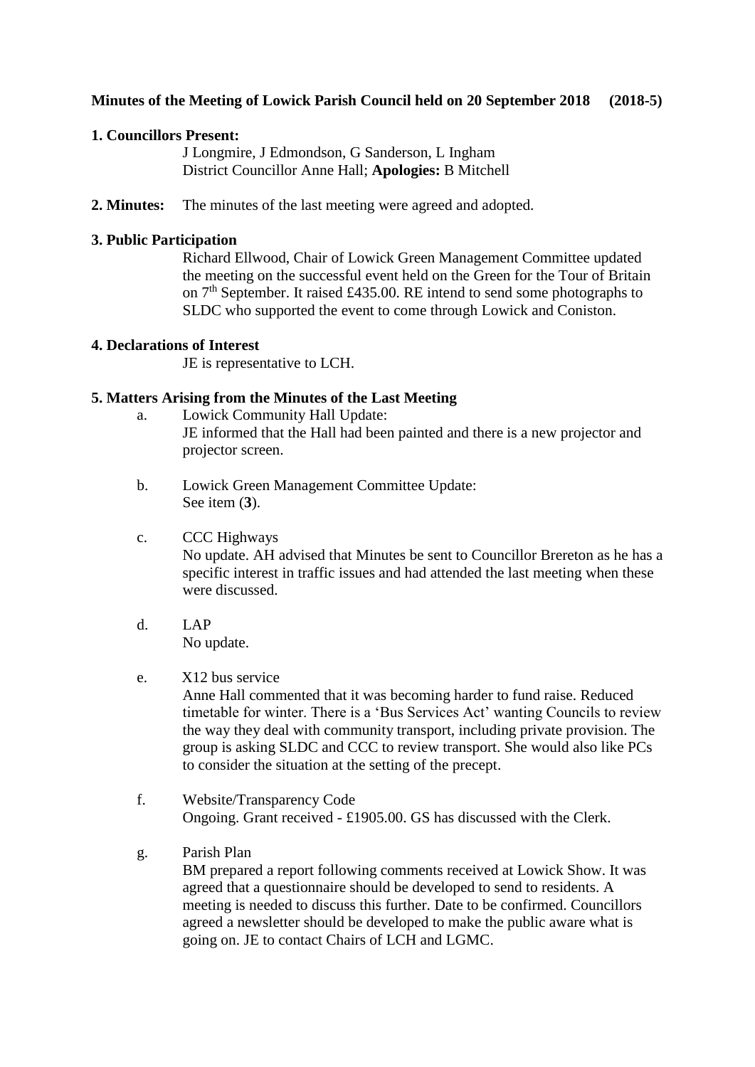**Minutes of the Meeting of Lowick Parish Council held on 20 September 2018 (2018-5)**

**1. Councillors Present:**

J Longmire, J Edmondson, G Sanderson, L Ingham
District Councillor Anne Hall; **Apologies:** B Mitchell

**2. Minutes:** The minutes of the last meeting were agreed and adopted.

**3. Public Participation**

Richard Ellwood, Chair of Lowick Green Management Committee updated the meeting on the successful event held on the Green for the Tour of Britain on 7th September. It raised £435.00. RE intend to send some photographs to SLDC who supported the event to come through Lowick and Coniston.

**4. Declarations of Interest**

JE is representative to LCH.

**5. Matters Arising from the Minutes of the Last Meeting**

a. Lowick Community Hall Update:
JE informed that the Hall had been painted and there is a new projector and projector screen.

b. Lowick Green Management Committee Update:
See item (**3**).

c. CCC Highways
No update. AH advised that Minutes be sent to Councillor Brereton as he has a specific interest in traffic issues and had attended the last meeting when these were discussed.

d. LAP
No update.

e. X12 bus service
Anne Hall commented that it was becoming harder to fund raise. Reduced timetable for winter. There is a 'Bus Services Act' wanting Councils to review the way they deal with community transport, including private provision. The group is asking SLDC and CCC to review transport. She would also like PCs to consider the situation at the setting of the precept.

f. Website/Transparency Code
Ongoing. Grant received - £1905.00. GS has discussed with the Clerk.

g. Parish Plan
BM prepared a report following comments received at Lowick Show. It was agreed that a questionnaire should be developed to send to residents. A meeting is needed to discuss this further. Date to be confirmed. Councillors agreed a newsletter should be developed to make the public aware what is going on. JE to contact Chairs of LCH and LGMC.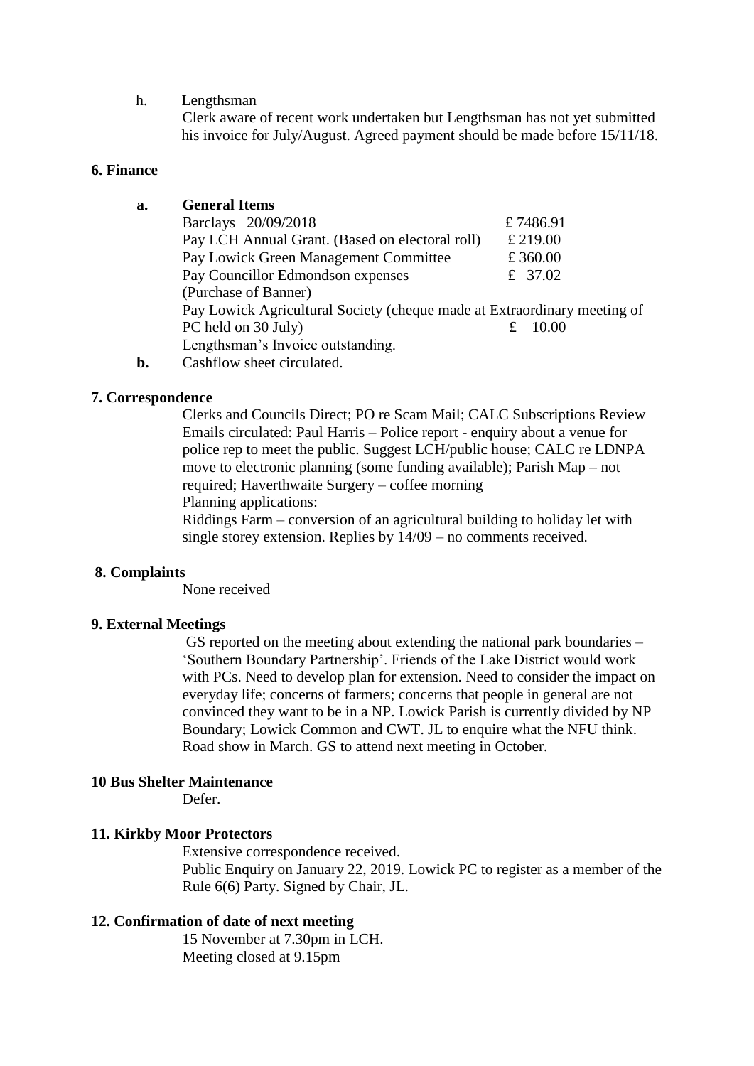h. Lengthsman

Clerk aware of recent work undertaken but Lengthsman has not yet submitted his invoice for July/August. Agreed payment should be made before 15/11/18.

## 6. Finance

**a. General Items**

| | |
|---|---|
| Barclays 20/09/2018 | £ 7486.91 |
| Pay LCH Annual Grant. (Based on electoral roll) | £ 219.00 |
| Pay Lowick Green Management Committee | £ 360.00 |
| Pay Councillor Edmondson expenses (Purchase of Banner) | £ 37.02 |
| Pay Lowick Agricultural Society (cheque made at Extraordinary meeting of PC held on 30 July) | £ 10.00 |
| Lengthsman's Invoice outstanding. | |

**b.** Cashflow sheet circulated.

## 7. Correspondence

Clerks and Councils Direct; PO re Scam Mail; CALC Subscriptions Review

Emails circulated: Paul Harris – Police report - enquiry about a venue for police rep to meet the public. Suggest LCH/public house; CALC re LDNPA move to electronic planning (some funding available); Parish Map – not required; Haverthwaite Surgery – coffee morning

Planning applications:

Riddings Farm – conversion of an agricultural building to holiday let with single storey extension. Replies by 14/09 – no comments received.

## 8. Complaints

None received

## 9. External Meetings

GS reported on the meeting about extending the national park boundaries – 'Southern Boundary Partnership'. Friends of the Lake District would work with PCs. Need to develop plan for extension. Need to consider the impact on everyday life; concerns of farmers; concerns that people in general are not convinced they want to be in a NP. Lowick Parish is currently divided by NP Boundary; Lowick Common and CWT. JL to enquire what the NFU think. Road show in March. GS to attend next meeting in October.

## 10 Bus Shelter Maintenance

Defer.

## 11. Kirkby Moor Protectors

Extensive correspondence received.

Public Enquiry on January 22, 2019. Lowick PC to register as a member of the Rule 6(6) Party. Signed by Chair, JL.

## 12. Confirmation of date of next meeting

15 November at 7.30pm in LCH.

Meeting closed at 9.15pm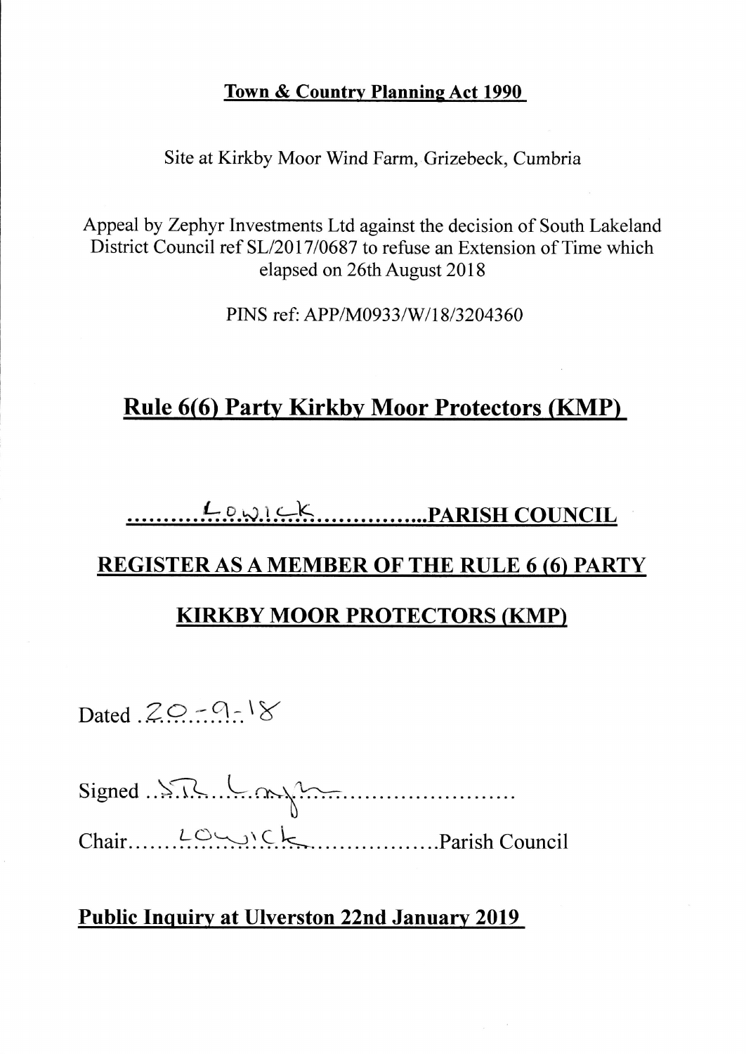**Town & Country Planning Act 1990**

Site at Kirkby Moor Wind Farm, Grizebeck, Cumbria

Appeal by Zephyr Investments Ltd against the decision of South Lakeland District Council ref SL/2017/0687 to refuse an Extension of Time which elapsed on 26th August 2018

PINS ref: APP/M0933/W/18/3204360

# Rule 6(6) Party Kirkby Moor Protectors (KMP)

## ..........Lowick..................PARISH COUNCIL

## REGISTER AS A MEMBER OF THE RULE 6 (6) PARTY

## KIRKBY MOOR PROTECTORS (KMP)

Dated .20-9-18

Signed ..SR Lamb.........................

Chair.......Lowick..................Parish Council

**Public Inquiry at Ulverston 22nd January 2019**